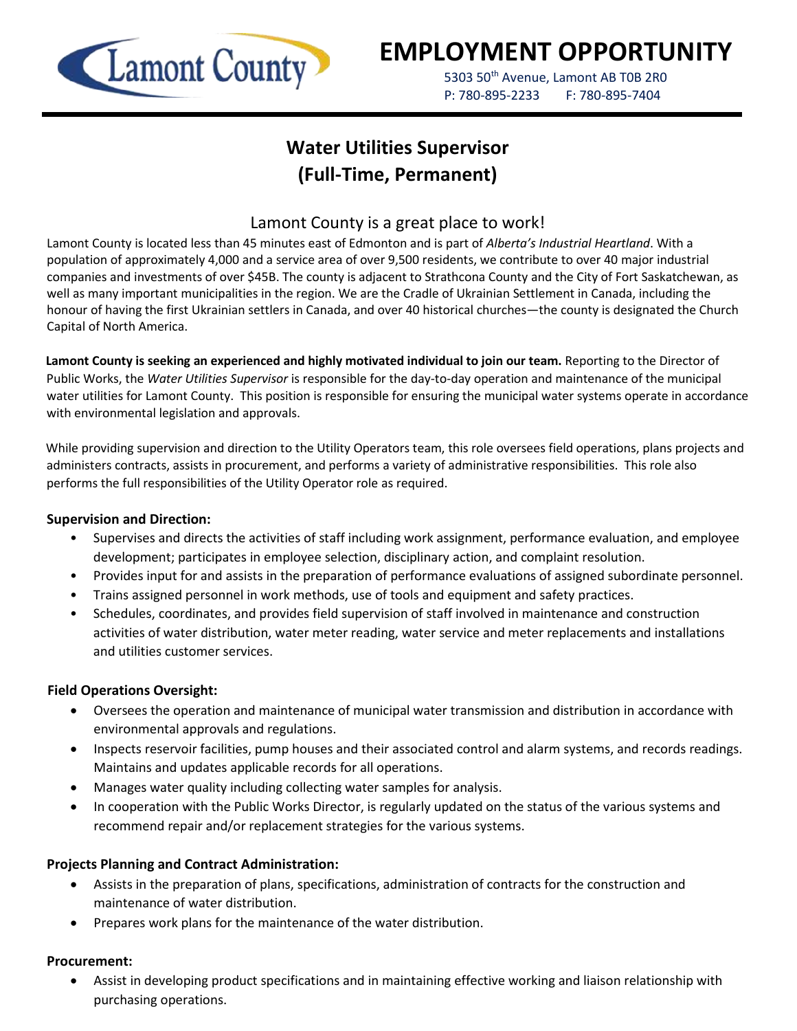# EMPLOYMENT OPPORTUNITY

5303 50th Avenue, Lamont AB T0B 2R0
P: 780-895-2233 F: 780-895-7404

## Water Utilities Supervisor
## (Full-Time, Permanent)

### Lamont County is a great place to work!

Lamont County is located less than 45 minutes east of Edmonton and is part of *Alberta's Industrial Heartland*. With a population of approximately 4,000 and a service area of over 9,500 residents, we contribute to over 40 major industrial companies and investments of over $45B. The county is adjacent to Strathcona County and the City of Fort Saskatchewan, as well as many important municipalities in the region. We are the Cradle of Ukrainian Settlement in Canada, including the honour of having the first Ukrainian settlers in Canada, and over 40 historical churches—the county is designated the Church Capital of North America.

**Lamont County is seeking an experienced and highly motivated individual to join our team.** Reporting to the Director of Public Works, the *Water Utilities Supervisor* is responsible for the day-to-day operation and maintenance of the municipal water utilities for Lamont County. This position is responsible for ensuring the municipal water systems operate in accordance with environmental legislation and approvals.

While providing supervision and direction to the Utility Operators team, this role oversees field operations, plans projects and administers contracts, assists in procurement, and performs a variety of administrative responsibilities. This role also performs the full responsibilities of the Utility Operator role as required.

**Supervision and Direction:**

- Supervises and directs the activities of staff including work assignment, performance evaluation, and employee development; participates in employee selection, disciplinary action, and complaint resolution.
- Provides input for and assists in the preparation of performance evaluations of assigned subordinate personnel.
- Trains assigned personnel in work methods, use of tools and equipment and safety practices.
- Schedules, coordinates, and provides field supervision of staff involved in maintenance and construction activities of water distribution, water meter reading, water service and meter replacements and installations and utilities customer services.

**Field Operations Oversight:**

- Oversees the operation and maintenance of municipal water transmission and distribution in accordance with environmental approvals and regulations.
- Inspects reservoir facilities, pump houses and their associated control and alarm systems, and records readings. Maintains and updates applicable records for all operations.
- Manages water quality including collecting water samples for analysis.
- In cooperation with the Public Works Director, is regularly updated on the status of the various systems and recommend repair and/or replacement strategies for the various systems.

**Projects Planning and Contract Administration:**

- Assists in the preparation of plans, specifications, administration of contracts for the construction and maintenance of water distribution.
- Prepares work plans for the maintenance of the water distribution.

**Procurement:**

- Assist in developing product specifications and in maintaining effective working and liaison relationship with purchasing operations.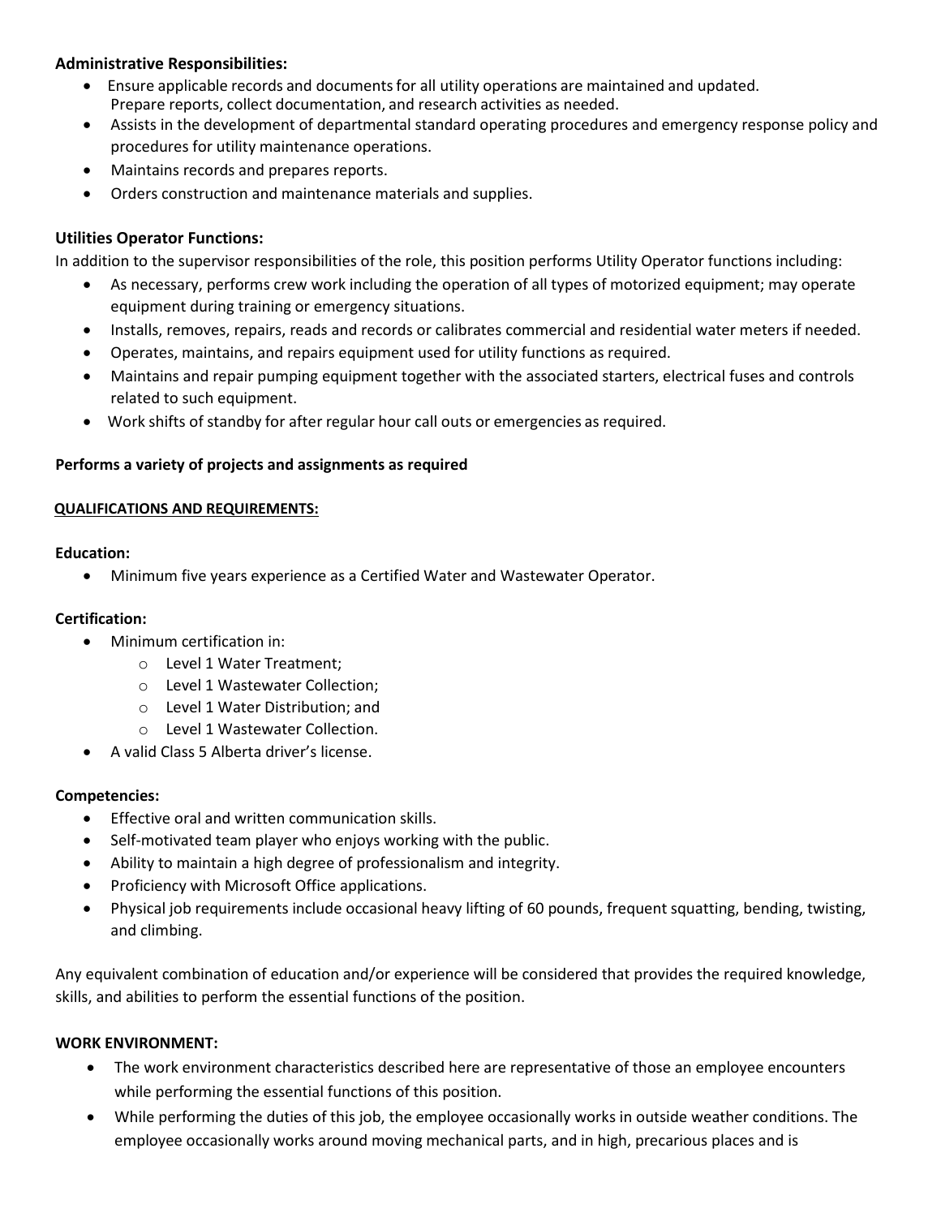**Administrative Responsibilities:**

- Ensure applicable records and documents for all utility operations are maintained and updated. Prepare reports, collect documentation, and research activities as needed.
- Assists in the development of departmental standard operating procedures and emergency response policy and procedures for utility maintenance operations.
- Maintains records and prepares reports.
- Orders construction and maintenance materials and supplies.

**Utilities Operator Functions:**

In addition to the supervisor responsibilities of the role, this position performs Utility Operator functions including:

- As necessary, performs crew work including the operation of all types of motorized equipment; may operate equipment during training or emergency situations.
- Installs, removes, repairs, reads and records or calibrates commercial and residential water meters if needed.
- Operates, maintains, and repairs equipment used for utility functions as required.
- Maintains and repair pumping equipment together with the associated starters, electrical fuses and controls related to such equipment.
- Work shifts of standby for after regular hour call outs or emergencies as required.

**Performs a variety of projects and assignments as required**

**QUALIFICATIONS AND REQUIREMENTS:**

**Education:**

- Minimum five years experience as a Certified Water and Wastewater Operator.

**Certification:**

- Minimum certification in:
  - Level 1 Water Treatment;
  - Level 1 Wastewater Collection;
  - Level 1 Water Distribution; and
  - Level 1 Wastewater Collection.
- A valid Class 5 Alberta driver's license.

**Competencies:**

- Effective oral and written communication skills.
- Self-motivated team player who enjoys working with the public.
- Ability to maintain a high degree of professionalism and integrity.
- Proficiency with Microsoft Office applications.
- Physical job requirements include occasional heavy lifting of 60 pounds, frequent squatting, bending, twisting, and climbing.

Any equivalent combination of education and/or experience will be considered that provides the required knowledge, skills, and abilities to perform the essential functions of the position.

**WORK ENVIRONMENT:**

- The work environment characteristics described here are representative of those an employee encounters while performing the essential functions of this position.
- While performing the duties of this job, the employee occasionally works in outside weather conditions. The employee occasionally works around moving mechanical parts, and in high, precarious places and is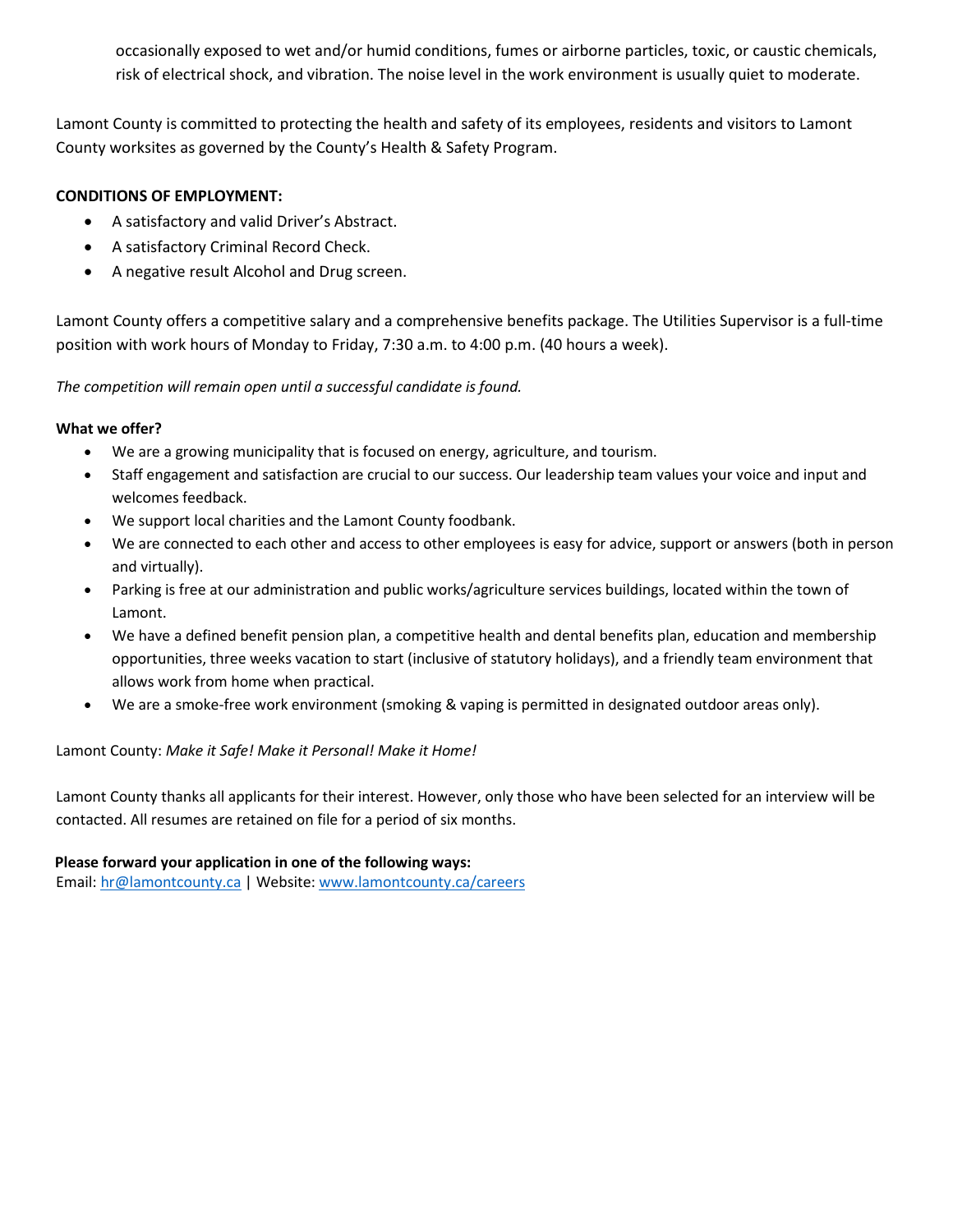occasionally exposed to wet and/or humid conditions, fumes or airborne particles, toxic, or caustic chemicals, risk of electrical shock, and vibration. The noise level in the work environment is usually quiet to moderate.

Lamont County is committed to protecting the health and safety of its employees, residents and visitors to Lamont County worksites as governed by the County's Health & Safety Program.

**CONDITIONS OF EMPLOYMENT:**

- A satisfactory and valid Driver's Abstract.
- A satisfactory Criminal Record Check.
- A negative result Alcohol and Drug screen.

Lamont County offers a competitive salary and a comprehensive benefits package. The Utilities Supervisor is a full-time position with work hours of Monday to Friday, 7:30 a.m. to 4:00 p.m. (40 hours a week).

*The competition will remain open until a successful candidate is found.*

**What we offer?**

- We are a growing municipality that is focused on energy, agriculture, and tourism.
- Staff engagement and satisfaction are crucial to our success. Our leadership team values your voice and input and welcomes feedback.
- We support local charities and the Lamont County foodbank.
- We are connected to each other and access to other employees is easy for advice, support or answers (both in person and virtually).
- Parking is free at our administration and public works/agriculture services buildings, located within the town of Lamont.
- We have a defined benefit pension plan, a competitive health and dental benefits plan, education and membership opportunities, three weeks vacation to start (inclusive of statutory holidays), and a friendly team environment that allows work from home when practical.
- We are a smoke-free work environment (smoking & vaping is permitted in designated outdoor areas only).

Lamont County: *Make it Safe! Make it Personal! Make it Home!*

Lamont County thanks all applicants for their interest. However, only those who have been selected for an interview will be contacted. All resumes are retained on file for a period of six months.

**Please forward your application in one of the following ways:**
Email: [hr@lamontcounty.ca](mailto:hr@lamontcounty.ca) | Website: [www.lamontcounty.ca/careers](http://www.lamontcounty.ca/careers)